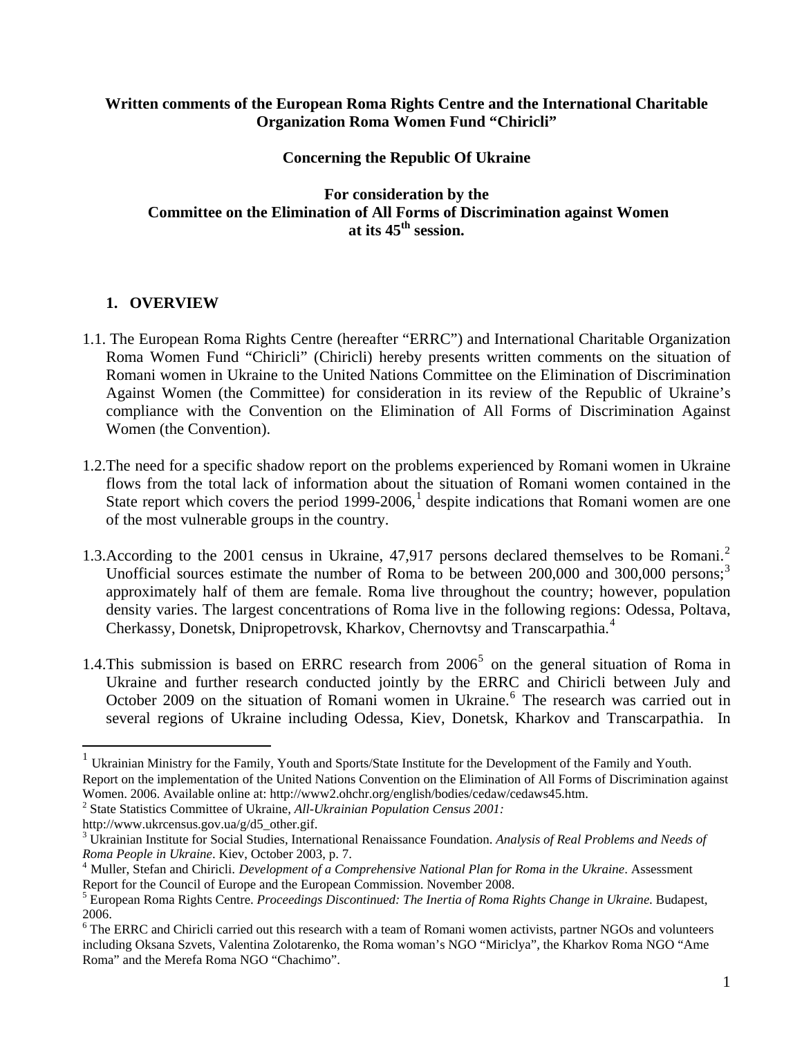**Written comments of the European Roma Rights Centre and the International Charitable Organization Roma Women Fund "Chiricli"**

**Concerning the Republic Of Ukraine**

**For consideration by the Committee on the Elimination of All Forms of Discrimination against Women at its 45th session.**

## 1. OVERVIEW

1.1. The European Roma Rights Centre (hereafter "ERRC") and International Charitable Organization Roma Women Fund "Chiricli" (Chiricli) hereby presents written comments on the situation of Romani women in Ukraine to the United Nations Committee on the Elimination of Discrimination Against Women (the Committee) for consideration in its review of the Republic of Ukraine's compliance with the Convention on the Elimination of All Forms of Discrimination Against Women (the Convention).

1.2. The need for a specific shadow report on the problems experienced by Romani women in Ukraine flows from the total lack of information about the situation of Romani women contained in the State report which covers the period 1999-2006,[1] despite indications that Romani women are one of the most vulnerable groups in the country.

1.3. According to the 2001 census in Ukraine, 47,917 persons declared themselves to be Romani.[2] Unofficial sources estimate the number of Roma to be between 200,000 and 300,000 persons;[3] approximately half of them are female. Roma live throughout the country; however, population density varies. The largest concentrations of Roma live in the following regions: Odessa, Poltava, Cherkassy, Donetsk, Dnipropetrovsk, Kharkov, Chernovtsy and Transcarpathia.[4]

1.4. This submission is based on ERRC research from 2006[5] on the general situation of Roma in Ukraine and further research conducted jointly by the ERRC and Chiricli between July and October 2009 on the situation of Romani women in Ukraine.[6] The research was carried out in several regions of Ukraine including Odessa, Kiev, Donetsk, Kharkov and Transcarpathia. In

---

[1] Ukrainian Ministry for the Family, Youth and Sports/State Institute for the Development of the Family and Youth. Report on the implementation of the United Nations Convention on the Elimination of All Forms of Discrimination against Women. 2006. Available online at: http://www2.ohchr.org/english/bodies/cedaw/cedaws45.htm.

[2] State Statistics Committee of Ukraine, *All-Ukrainian Population Census 2001:* http://www.ukrcensus.gov.ua/g/d5_other.gif.

[3] Ukrainian Institute for Social Studies, International Renaissance Foundation. *Analysis of Real Problems and Needs of Roma People in Ukraine*. Kiev, October 2003, p. 7.

[4] Muller, Stefan and Chiricli. *Development of a Comprehensive National Plan for Roma in the Ukraine*. Assessment Report for the Council of Europe and the European Commission. November 2008.

[5] European Roma Rights Centre. *Proceedings Discontinued: The Inertia of Roma Rights Change in Ukraine.* Budapest, 2006.

[6] The ERRC and Chiricli carried out this research with a team of Romani women activists, partner NGOs and volunteers including Oksana Szvets, Valentina Zolotarenko, the Roma woman's NGO "Miriclya", the Kharkov Roma NGO "Ame Roma" and the Merefa Roma NGO "Chachimo".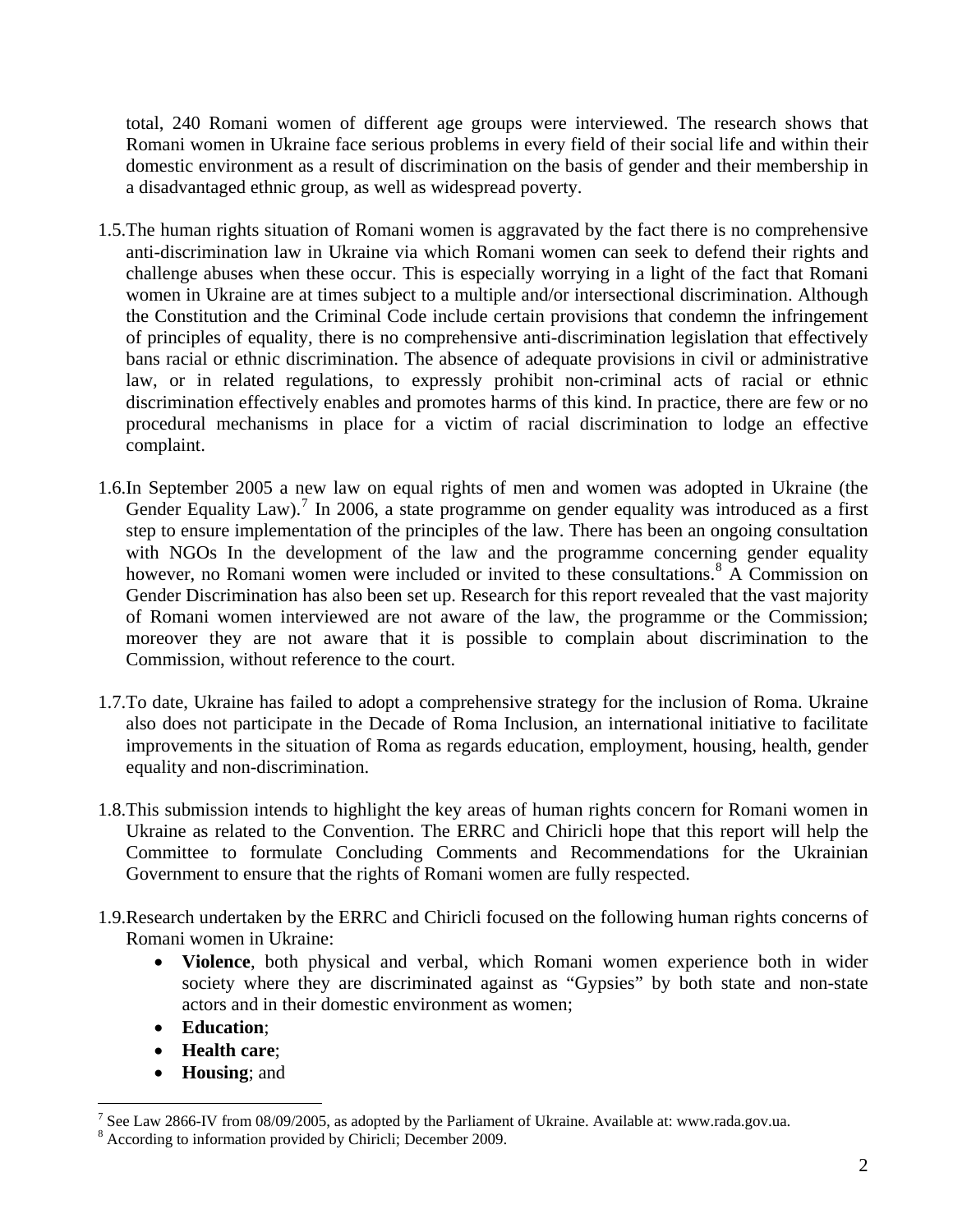total, 240 Romani women of different age groups were interviewed. The research shows that Romani women in Ukraine face serious problems in every field of their social life and within their domestic environment as a result of discrimination on the basis of gender and their membership in a disadvantaged ethnic group, as well as widespread poverty.

1.5. The human rights situation of Romani women is aggravated by the fact there is no comprehensive anti-discrimination law in Ukraine via which Romani women can seek to defend their rights and challenge abuses when these occur. This is especially worrying in a light of the fact that Romani women in Ukraine are at times subject to a multiple and/or intersectional discrimination. Although the Constitution and the Criminal Code include certain provisions that condemn the infringement of principles of equality, there is no comprehensive anti-discrimination legislation that effectively bans racial or ethnic discrimination. The absence of adequate provisions in civil or administrative law, or in related regulations, to expressly prohibit non-criminal acts of racial or ethnic discrimination effectively enables and promotes harms of this kind. In practice, there are few or no procedural mechanisms in place for a victim of racial discrimination to lodge an effective complaint.

1.6. In September 2005 a new law on equal rights of men and women was adopted in Ukraine (the Gender Equality Law).[7] In 2006, a state programme on gender equality was introduced as a first step to ensure implementation of the principles of the law. There has been an ongoing consultation with NGOs In the development of the law and the programme concerning gender equality however, no Romani women were included or invited to these consultations.[8] A Commission on Gender Discrimination has also been set up. Research for this report revealed that the vast majority of Romani women interviewed are not aware of the law, the programme or the Commission; moreover they are not aware that it is possible to complain about discrimination to the Commission, without reference to the court.

1.7. To date, Ukraine has failed to adopt a comprehensive strategy for the inclusion of Roma. Ukraine also does not participate in the Decade of Roma Inclusion, an international initiative to facilitate improvements in the situation of Roma as regards education, employment, housing, health, gender equality and non-discrimination.

1.8. This submission intends to highlight the key areas of human rights concern for Romani women in Ukraine as related to the Convention. The ERRC and Chiricli hope that this report will help the Committee to formulate Concluding Comments and Recommendations for the Ukrainian Government to ensure that the rights of Romani women are fully respected.

1.9. Research undertaken by the ERRC and Chiricli focused on the following human rights concerns of Romani women in Ukraine:

- **Violence**, both physical and verbal, which Romani women experience both in wider society where they are discriminated against as "Gypsies" by both state and non-state actors and in their domestic environment as women;
- **Education**;
- **Health care**;
- **Housing**; and

---

[7] See Law 2866-IV from 08/09/2005, as adopted by the Parliament of Ukraine. Available at: www.rada.gov.ua.

[8] According to information provided by Chiricli; December 2009.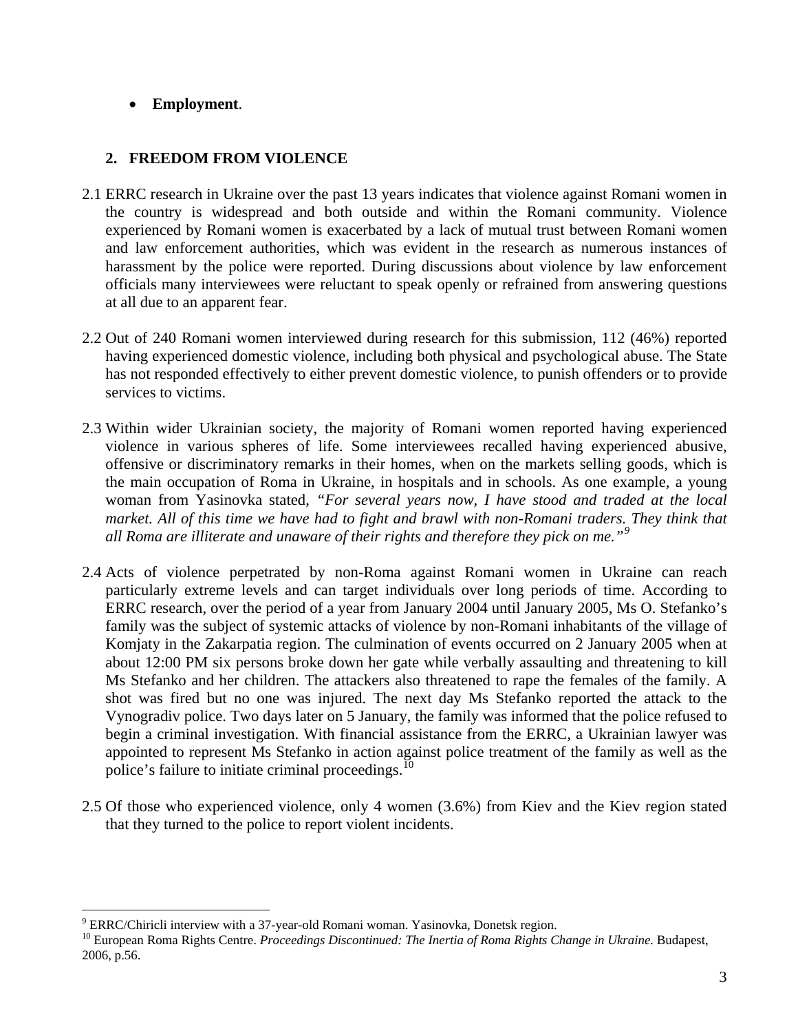- **Employment**.

## 2. FREEDOM FROM VIOLENCE

2.1 ERRC research in Ukraine over the past 13 years indicates that violence against Romani women in the country is widespread and both outside and within the Romani community. Violence experienced by Romani women is exacerbated by a lack of mutual trust between Romani women and law enforcement authorities, which was evident in the research as numerous instances of harassment by the police were reported. During discussions about violence by law enforcement officials many interviewees were reluctant to speak openly or refrained from answering questions at all due to an apparent fear.

2.2 Out of 240 Romani women interviewed during research for this submission, 112 (46%) reported having experienced domestic violence, including both physical and psychological abuse. The State has not responded effectively to either prevent domestic violence, to punish offenders or to provide services to victims.

2.3 Within wider Ukrainian society, the majority of Romani women reported having experienced violence in various spheres of life. Some interviewees recalled having experienced abusive, offensive or discriminatory remarks in their homes, when on the markets selling goods, which is the main occupation of Roma in Ukraine, in hospitals and in schools. As one example, a young woman from Yasinovka stated, *"For several years now, I have stood and traded at the local market. All of this time we have had to fight and brawl with non-Romani traders. They think that all Roma are illiterate and unaware of their rights and therefore they pick on me."*[9]

2.4 Acts of violence perpetrated by non-Roma against Romani women in Ukraine can reach particularly extreme levels and can target individuals over long periods of time. According to ERRC research, over the period of a year from January 2004 until January 2005, Ms O. Stefanko's family was the subject of systemic attacks of violence by non-Romani inhabitants of the village of Komjaty in the Zakarpatia region. The culmination of events occurred on 2 January 2005 when at about 12:00 PM six persons broke down her gate while verbally assaulting and threatening to kill Ms Stefanko and her children. The attackers also threatened to rape the females of the family. A shot was fired but no one was injured. The next day Ms Stefanko reported the attack to the Vynogradiv police. Two days later on 5 January, the family was informed that the police refused to begin a criminal investigation. With financial assistance from the ERRC, a Ukrainian lawyer was appointed to represent Ms Stefanko in action against police treatment of the family as well as the police's failure to initiate criminal proceedings.[10]

2.5 Of those who experienced violence, only 4 women (3.6%) from Kiev and the Kiev region stated that they turned to the police to report violent incidents.

---

[9] ERRC/Chiricli interview with a 37-year-old Romani woman. Yasinovka, Donetsk region.

[10] European Roma Rights Centre. *Proceedings Discontinued: The Inertia of Roma Rights Change in Ukraine.* Budapest, 2006, p.56.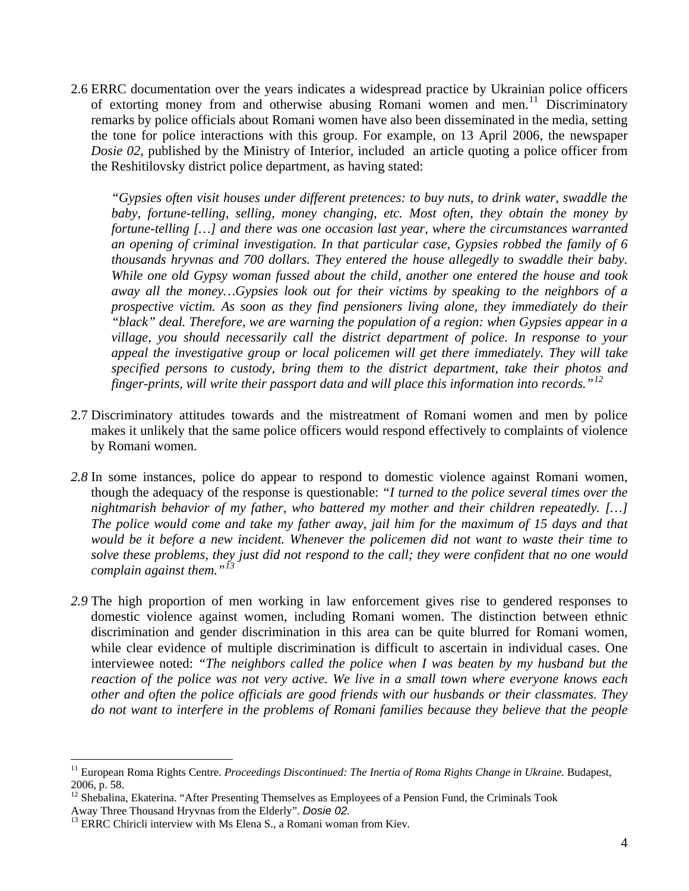2.6 ERRC documentation over the years indicates a widespread practice by Ukrainian police officers of extorting money from and otherwise abusing Romani women and men.[11] Discriminatory remarks by police officials about Romani women have also been disseminated in the media, setting the tone for police interactions with this group. For example, on 13 April 2006, the newspaper *Dosie 02*, published by the Ministry of Interior, included an article quoting a police officer from the Reshitilovsky district police department, as having stated:

> *"Gypsies often visit houses under different pretences: to buy nuts, to drink water, swaddle the baby, fortune-telling, selling, money changing, etc. Most often, they obtain the money by fortune-telling […] and there was one occasion last year, where the circumstances warranted an opening of criminal investigation. In that particular case, Gypsies robbed the family of 6 thousands hryvnas and 700 dollars. They entered the house allegedly to swaddle their baby. While one old Gypsy woman fussed about the child, another one entered the house and took away all the money…Gypsies look out for their victims by speaking to the neighbors of a prospective victim. As soon as they find pensioners living alone, they immediately do their "black" deal. Therefore, we are warning the population of a region: when Gypsies appear in a village, you should necessarily call the district department of police. In response to your appeal the investigative group or local policemen will get there immediately. They will take specified persons to custody, bring them to the district department, take their photos and finger-prints, will write their passport data and will place this information into records."*[12]

2.7 Discriminatory attitudes towards and the mistreatment of Romani women and men by police makes it unlikely that the same police officers would respond effectively to complaints of violence by Romani women.

*2.8* In some instances, police do appear to respond to domestic violence against Romani women, though the adequacy of the response is questionable: *"I turned to the police several times over the nightmarish behavior of my father, who battered my mother and their children repeatedly. […] The police would come and take my father away, jail him for the maximum of 15 days and that would be it before a new incident. Whenever the policemen did not want to waste their time to solve these problems, they just did not respond to the call; they were confident that no one would complain against them."*[13]

*2.9* The high proportion of men working in law enforcement gives rise to gendered responses to domestic violence against women, including Romani women. The distinction between ethnic discrimination and gender discrimination in this area can be quite blurred for Romani women, while clear evidence of multiple discrimination is difficult to ascertain in individual cases. One interviewee noted: *"The neighbors called the police when I was beaten by my husband but the reaction of the police was not very active. We live in a small town where everyone knows each other and often the police officials are good friends with our husbands or their classmates. They do not want to interfere in the problems of Romani families because they believe that the people*

---

[11] European Roma Rights Centre. *Proceedings Discontinued: The Inertia of Roma Rights Change in Ukraine*. Budapest, 2006, p. 58.

[12] Shebalina, Ekaterina. "After Presenting Themselves as Employees of a Pension Fund, the Criminals Took Away Three Thousand Hryvnas from the Elderly". *Dosie 02.*

[13] ERRC Chiricli interview with Ms Elena S., a Romani woman from Kiev.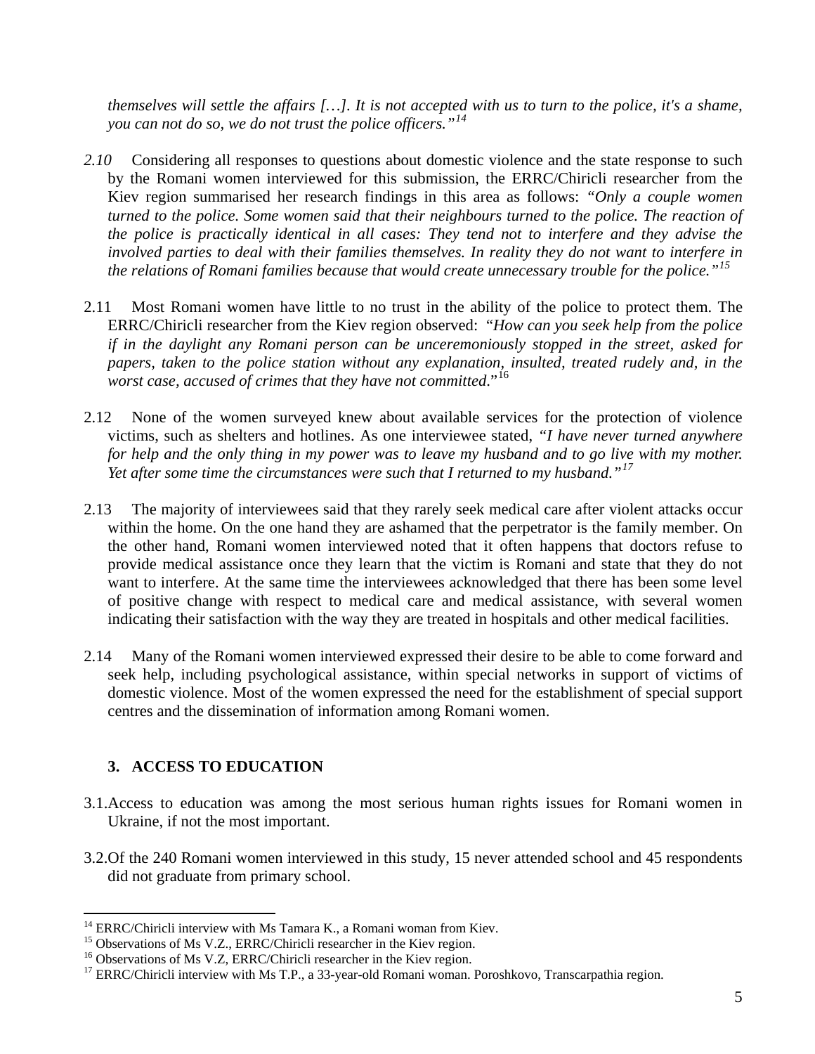*themselves will settle the affairs […]. It is not accepted with us to turn to the police, it's a shame, you can not do so, we do not trust the police officers."*[14]

*2.10* Considering all responses to questions about domestic violence and the state response to such by the Romani women interviewed for this submission, the ERRC/Chiricli researcher from the Kiev region summarised her research findings in this area as follows: *"Only a couple women turned to the police. Some women said that their neighbours turned to the police. The reaction of the police is practically identical in all cases: They tend not to interfere and they advise the involved parties to deal with their families themselves. In reality they do not want to interfere in the relations of Romani families because that would create unnecessary trouble for the police."*[15]

2.11 Most Romani women have little to no trust in the ability of the police to protect them. The ERRC/Chiricli researcher from the Kiev region observed: *"How can you seek help from the police if in the daylight any Romani person can be unceremoniously stopped in the street, asked for papers, taken to the police station without any explanation, insulted, treated rudely and, in the worst case, accused of crimes that they have not committed."*[16]

2.12 None of the women surveyed knew about available services for the protection of violence victims, such as shelters and hotlines. As one interviewee stated, *"I have never turned anywhere for help and the only thing in my power was to leave my husband and to go live with my mother. Yet after some time the circumstances were such that I returned to my husband."*[17]

2.13 The majority of interviewees said that they rarely seek medical care after violent attacks occur within the home. On the one hand they are ashamed that the perpetrator is the family member. On the other hand, Romani women interviewed noted that it often happens that doctors refuse to provide medical assistance once they learn that the victim is Romani and state that they do not want to interfere. At the same time the interviewees acknowledged that there has been some level of positive change with respect to medical care and medical assistance, with several women indicating their satisfaction with the way they are treated in hospitals and other medical facilities.

2.14 Many of the Romani women interviewed expressed their desire to be able to come forward and seek help, including psychological assistance, within special networks in support of victims of domestic violence. Most of the women expressed the need for the establishment of special support centres and the dissemination of information among Romani women.

## 3. ACCESS TO EDUCATION

3.1. Access to education was among the most serious human rights issues for Romani women in Ukraine, if not the most important.

3.2. Of the 240 Romani women interviewed in this study, 15 never attended school and 45 respondents did not graduate from primary school.

---

[14] ERRC/Chiricli interview with Ms Tamara K., a Romani woman from Kiev.

[15] Observations of Ms V.Z., ERRC/Chiricli researcher in the Kiev region.

[16] Observations of Ms V.Z, ERRC/Chiricli researcher in the Kiev region.

[17] ERRC/Chiricli interview with Ms T.P., a 33-year-old Romani woman. Poroshkovo, Transcarpathia region.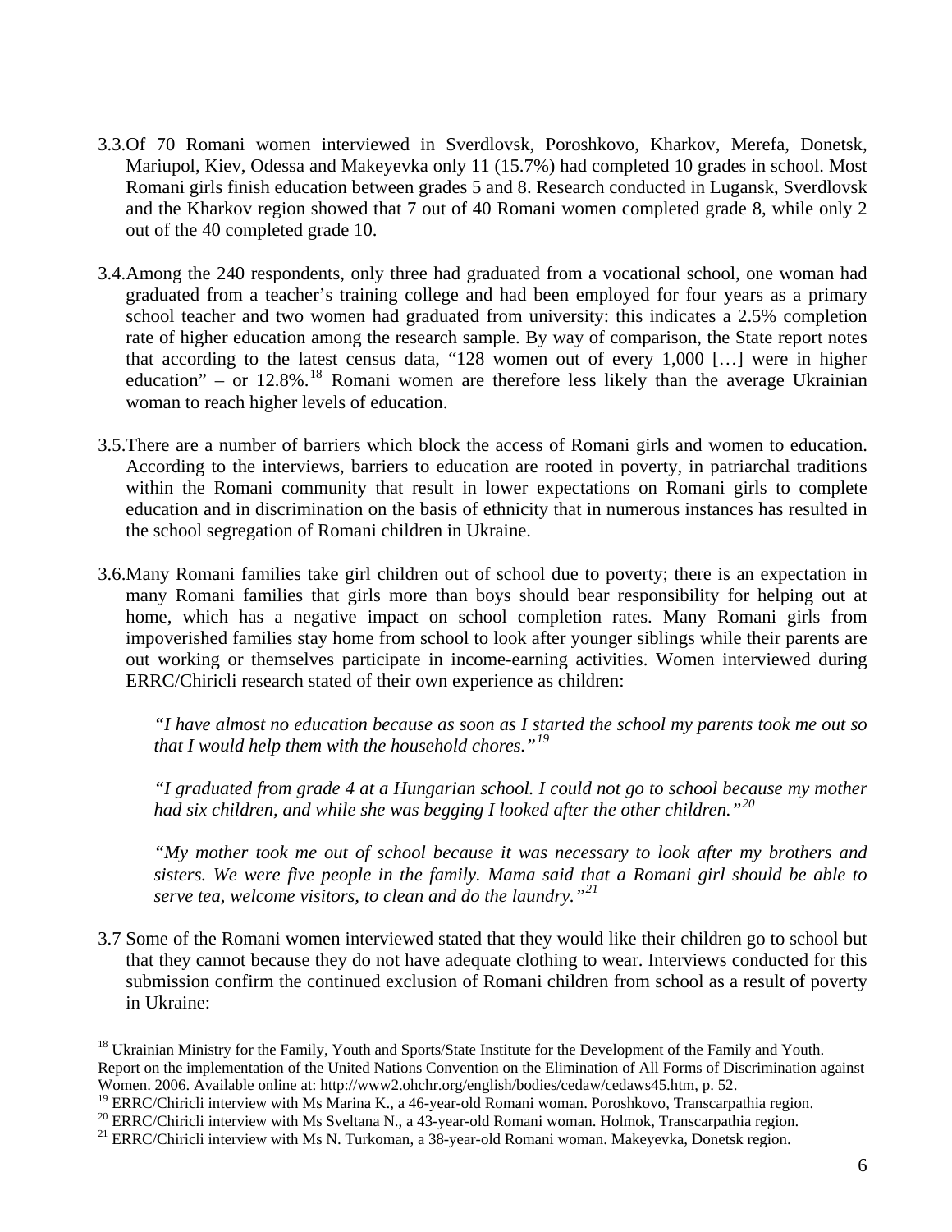3.3. Of 70 Romani women interviewed in Sverdlovsk, Poroshkovo, Kharkov, Merefa, Donetsk, Mariupol, Kiev, Odessa and Makeyevka only 11 (15.7%) had completed 10 grades in school. Most Romani girls finish education between grades 5 and 8. Research conducted in Lugansk, Sverdlovsk and the Kharkov region showed that 7 out of 40 Romani women completed grade 8, while only 2 out of the 40 completed grade 10.

3.4. Among the 240 respondents, only three had graduated from a vocational school, one woman had graduated from a teacher's training college and had been employed for four years as a primary school teacher and two women had graduated from university: this indicates a 2.5% completion rate of higher education among the research sample. By way of comparison, the State report notes that according to the latest census data, "128 women out of every 1,000 […] were in higher education" – or 12.8%.[18] Romani women are therefore less likely than the average Ukrainian woman to reach higher levels of education.

3.5. There are a number of barriers which block the access of Romani girls and women to education. According to the interviews, barriers to education are rooted in poverty, in patriarchal traditions within the Romani community that result in lower expectations on Romani girls to complete education and in discrimination on the basis of ethnicity that in numerous instances has resulted in the school segregation of Romani children in Ukraine.

3.6. Many Romani families take girl children out of school due to poverty; there is an expectation in many Romani families that girls more than boys should bear responsibility for helping out at home, which has a negative impact on school completion rates. Many Romani girls from impoverished families stay home from school to look after younger siblings while their parents are out working or themselves participate in income-earning activities. Women interviewed during ERRC/Chiricli research stated of their own experience as children:

> *"I have almost no education because as soon as I started the school my parents took me out so that I would help them with the household chores."*[19]

> *"I graduated from grade 4 at a Hungarian school. I could not go to school because my mother had six children, and while she was begging I looked after the other children."*[20]

> *"My mother took me out of school because it was necessary to look after my brothers and sisters. We were five people in the family. Mama said that a Romani girl should be able to serve tea, welcome visitors, to clean and do the laundry."*[21]

3.7 Some of the Romani women interviewed stated that they would like their children go to school but that they cannot because they do not have adequate clothing to wear. Interviews conducted for this submission confirm the continued exclusion of Romani children from school as a result of poverty in Ukraine:

---

[18] Ukrainian Ministry for the Family, Youth and Sports/State Institute for the Development of the Family and Youth. Report on the implementation of the United Nations Convention on the Elimination of All Forms of Discrimination against Women. 2006. Available online at: http://www2.ohchr.org/english/bodies/cedaw/cedaws45.htm, p. 52.

[19] ERRC/Chiricli interview with Ms Marina K., a 46-year-old Romani woman. Poroshkovo, Transcarpathia region.

[20] ERRC/Chiricli interview with Ms Sveltana N., a 43-year-old Romani woman. Holmok, Transcarpathia region.

[21] ERRC/Chiricli interview with Ms N. Turkoman, a 38-year-old Romani woman. Makeyevka, Donetsk region.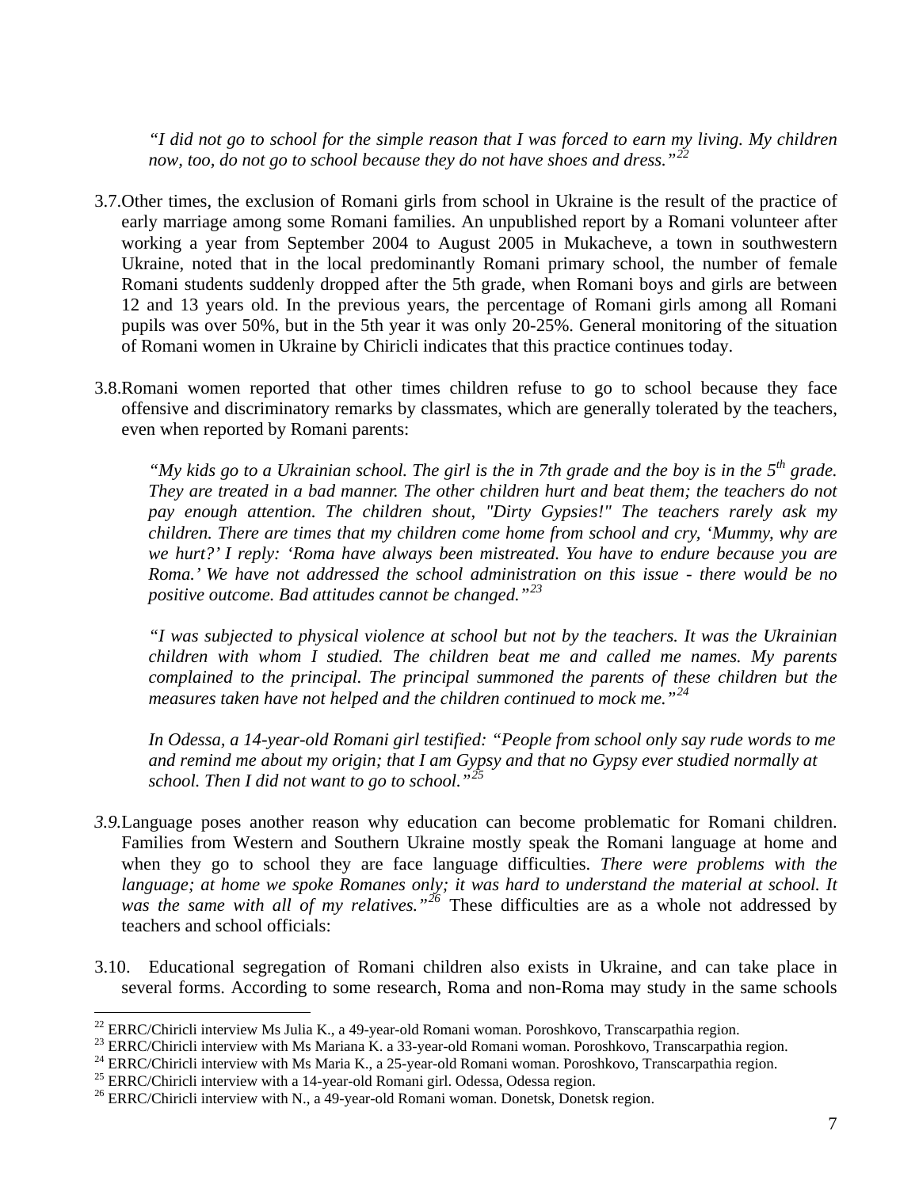*"I did not go to school for the simple reason that I was forced to earn my living. My children now, too, do not go to school because they do not have shoes and dress."*[22]

3.7. Other times, the exclusion of Romani girls from school in Ukraine is the result of the practice of early marriage among some Romani families. An unpublished report by a Romani volunteer after working a year from September 2004 to August 2005 in Mukacheve, a town in southwestern Ukraine, noted that in the local predominantly Romani primary school, the number of female Romani students suddenly dropped after the 5th grade, when Romani boys and girls are between 12 and 13 years old. In the previous years, the percentage of Romani girls among all Romani pupils was over 50%, but in the 5th year it was only 20-25%. General monitoring of the situation of Romani women in Ukraine by Chiricli indicates that this practice continues today.

3.8. Romani women reported that other times children refuse to go to school because they face offensive and discriminatory remarks by classmates, which are generally tolerated by the teachers, even when reported by Romani parents:

*"My kids go to a Ukrainian school. The girl is the in 7th grade and the boy is in the 5th grade. They are treated in a bad manner. The other children hurt and beat them; the teachers do not pay enough attention. The children shout, "Dirty Gypsies!" The teachers rarely ask my children. There are times that my children come home from school and cry, 'Mummy, why are we hurt?' I reply: 'Roma have always been mistreated. You have to endure because you are Roma.' We have not addressed the school administration on this issue - there would be no positive outcome. Bad attitudes cannot be changed."*[23]

*"I was subjected to physical violence at school but not by the teachers. It was the Ukrainian children with whom I studied. The children beat me and called me names. My parents complained to the principal. The principal summoned the parents of these children but the measures taken have not helped and the children continued to mock me."*[24]

*In Odessa, a 14-year-old Romani girl testified: "People from school only say rude words to me and remind me about my origin; that I am Gypsy and that no Gypsy ever studied normally at school. Then I did not want to go to school."*[25]

*3.9.* Language poses another reason why education can become problematic for Romani children. Families from Western and Southern Ukraine mostly speak the Romani language at home and when they go to school they are face language difficulties. *There were problems with the language; at home we spoke Romanes only; it was hard to understand the material at school. It was the same with all of my relatives."*[26] These difficulties are as a whole not addressed by teachers and school officials:

3.10. Educational segregation of Romani children also exists in Ukraine, and can take place in several forms. According to some research, Roma and non-Roma may study in the same schools

---

[22] ERRC/Chiricli interview Ms Julia K., a 49-year-old Romani woman. Poroshkovo, Transcarpathia region.

[23] ERRC/Chiricli interview with Ms Mariana K. a 33-year-old Romani woman. Poroshkovo, Transcarpathia region.

[24] ERRC/Chiricli interview with Ms Maria K., a 25-year-old Romani woman. Poroshkovo, Transcarpathia region.

[25] ERRC/Chiricli interview with a 14-year-old Romani girl. Odessa, Odessa region.

[26] ERRC/Chiricli interview with N., a 49-year-old Romani woman. Donetsk, Donetsk region.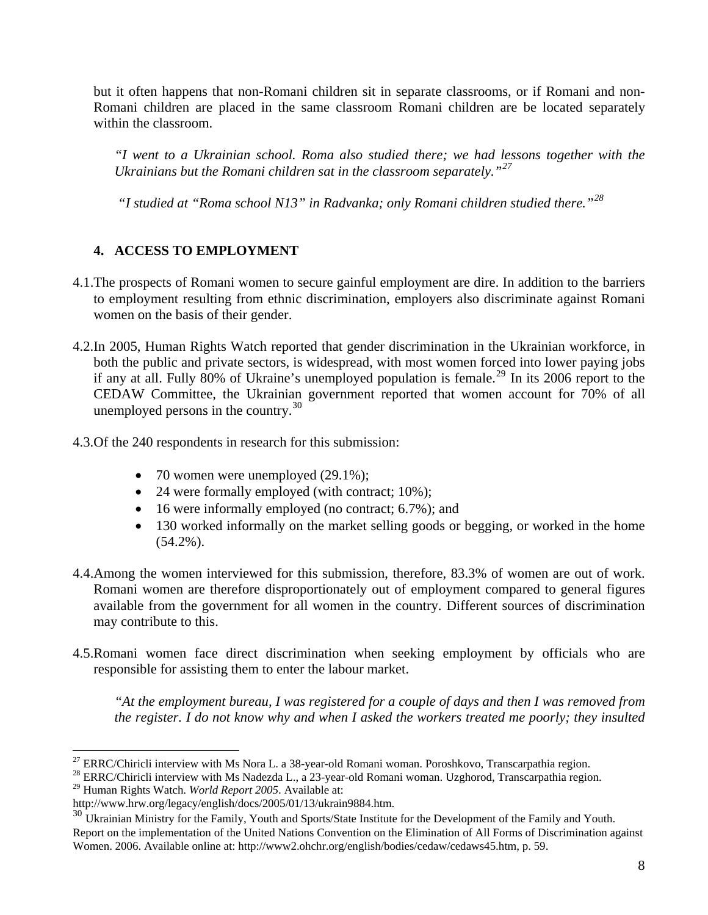but it often happens that non-Romani children sit in separate classrooms, or if Romani and non-Romani children are placed in the same classroom Romani children are be located separately within the classroom.

*"I went to a Ukrainian school. Roma also studied there; we had lessons together with the Ukrainians but the Romani children sat in the classroom separately."*[27]

*"I studied at "Roma school N13" in Radvanka; only Romani children studied there."*[28]

## 4. ACCESS TO EMPLOYMENT

4.1. The prospects of Romani women to secure gainful employment are dire. In addition to the barriers to employment resulting from ethnic discrimination, employers also discriminate against Romani women on the basis of their gender.

4.2. In 2005, Human Rights Watch reported that gender discrimination in the Ukrainian workforce, in both the public and private sectors, is widespread, with most women forced into lower paying jobs if any at all. Fully 80% of Ukraine's unemployed population is female.[29] In its 2006 report to the CEDAW Committee, the Ukrainian government reported that women account for 70% of all unemployed persons in the country.[30]

4.3. Of the 240 respondents in research for this submission:

- 70 women were unemployed (29.1%);
- 24 were formally employed (with contract; 10%);
- 16 were informally employed (no contract; 6.7%); and
- 130 worked informally on the market selling goods or begging, or worked in the home (54.2%).

4.4. Among the women interviewed for this submission, therefore, 83.3% of women are out of work. Romani women are therefore disproportionately out of employment compared to general figures available from the government for all women in the country. Different sources of discrimination may contribute to this.

4.5. Romani women face direct discrimination when seeking employment by officials who are responsible for assisting them to enter the labour market.

*"At the employment bureau, I was registered for a couple of days and then I was removed from the register. I do not know why and when I asked the workers treated me poorly; they insulted*

---

[27] ERRC/Chiricli interview with Ms Nora L. a 38-year-old Romani woman. Poroshkovo, Transcarpathia region.

[28] ERRC/Chiricli interview with Ms Nadezda L., a 23-year-old Romani woman. Uzghorod, Transcarpathia region.

[29] Human Rights Watch. *World Report 2005*. Available at: http://www.hrw.org/legacy/english/docs/2005/01/13/ukrain9884.htm.

[30] Ukrainian Ministry for the Family, Youth and Sports/State Institute for the Development of the Family and Youth. Report on the implementation of the United Nations Convention on the Elimination of All Forms of Discrimination against Women. 2006. Available online at: http://www2.ohchr.org/english/bodies/cedaw/cedaws45.htm, p. 59.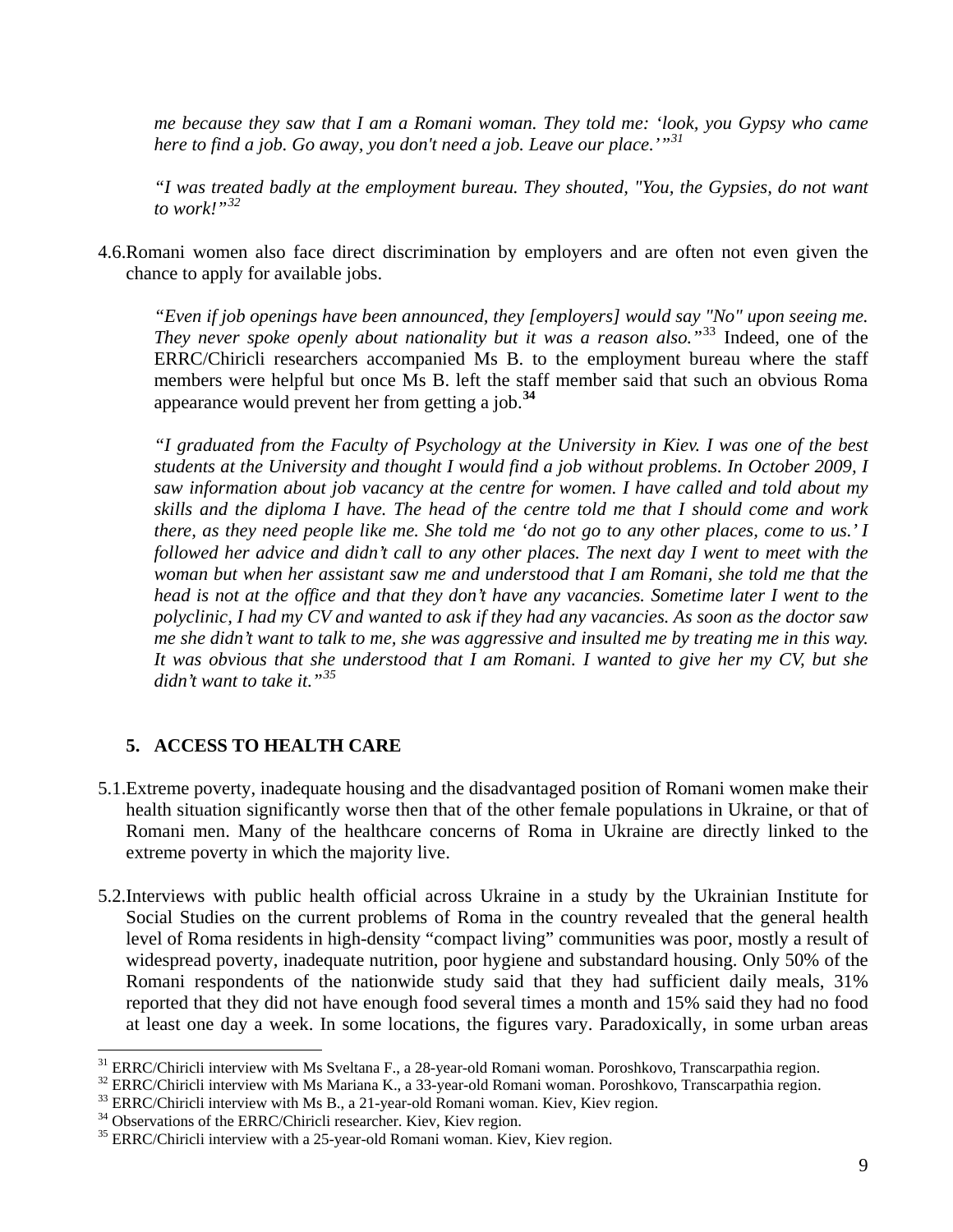*me because they saw that I am a Romani woman. They told me: 'look, you Gypsy who came here to find a job. Go away, you don't need a job. Leave our place.'"*[31]

*"I was treated badly at the employment bureau. They shouted, "You, the Gypsies, do not want to work!"*[32]

4.6. Romani women also face direct discrimination by employers and are often not even given the chance to apply for available jobs.

*"Even if job openings have been announced, they [employers] would say "No" upon seeing me. They never spoke openly about nationality but it was a reason also."*[33] Indeed, one of the ERRC/Chiricli researchers accompanied Ms B. to the employment bureau where the staff members were helpful but once Ms B. left the staff member said that such an obvious Roma appearance would prevent her from getting a job.[34]

*"I graduated from the Faculty of Psychology at the University in Kiev. I was one of the best students at the University and thought I would find a job without problems. In October 2009, I saw information about job vacancy at the centre for women. I have called and told about my skills and the diploma I have. The head of the centre told me that I should come and work there, as they need people like me. She told me 'do not go to any other places, come to us.' I followed her advice and didn't call to any other places. The next day I went to meet with the woman but when her assistant saw me and understood that I am Romani, she told me that the head is not at the office and that they don't have any vacancies. Sometime later I went to the polyclinic, I had my CV and wanted to ask if they had any vacancies. As soon as the doctor saw me she didn't want to talk to me, she was aggressive and insulted me by treating me in this way. It was obvious that she understood that I am Romani. I wanted to give her my CV, but she didn't want to take it."*[35]

## 5. ACCESS TO HEALTH CARE

5.1. Extreme poverty, inadequate housing and the disadvantaged position of Romani women make their health situation significantly worse then that of the other female populations in Ukraine, or that of Romani men. Many of the healthcare concerns of Roma in Ukraine are directly linked to the extreme poverty in which the majority live.

5.2. Interviews with public health official across Ukraine in a study by the Ukrainian Institute for Social Studies on the current problems of Roma in the country revealed that the general health level of Roma residents in high-density "compact living" communities was poor, mostly a result of widespread poverty, inadequate nutrition, poor hygiene and substandard housing. Only 50% of the Romani respondents of the nationwide study said that they had sufficient daily meals, 31% reported that they did not have enough food several times a month and 15% said they had no food at least one day a week. In some locations, the figures vary. Paradoxically, in some urban areas

---

[31] ERRC/Chiricli interview with Ms Sveltana F., a 28-year-old Romani woman. Poroshkovo, Transcarpathia region.
[32] ERRC/Chiricli interview with Ms Mariana K., a 33-year-old Romani woman. Poroshkovo, Transcarpathia region.
[33] ERRC/Chiricli interview with Ms B., a 21-year-old Romani woman. Kiev, Kiev region.
[34] Observations of the ERRC/Chiricli researcher. Kiev, Kiev region.
[35] ERRC/Chiricli interview with a 25-year-old Romani woman. Kiev, Kiev region.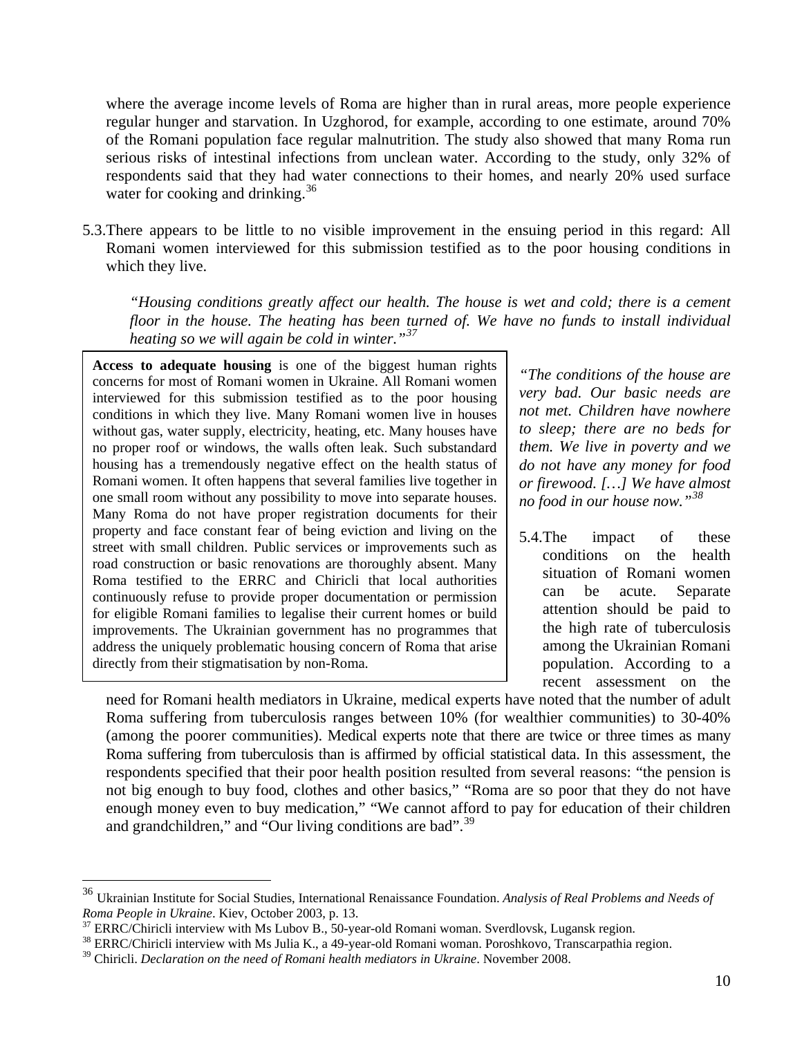where the average income levels of Roma are higher than in rural areas, more people experience regular hunger and starvation. In Uzghorod, for example, according to one estimate, around 70% of the Romani population face regular malnutrition. The study also showed that many Roma run serious risks of intestinal infections from unclean water. According to the study, only 32% of respondents said that they had water connections to their homes, and nearly 20% used surface water for cooking and drinking.[36]

5.3. There appears to be little to no visible improvement in the ensuing period in this regard: All Romani women interviewed for this submission testified as to the poor housing conditions in which they live.

> *"Housing conditions greatly affect our health. The house is wet and cold; there is a cement floor in the house. The heating has been turned of. We have no funds to install individual heating so we will again be cold in winter."*[37]

> **Access to adequate housing** is one of the biggest human rights concerns for most of Romani women in Ukraine. All Romani women interviewed for this submission testified as to the poor housing conditions in which they live. Many Romani women live in houses without gas, water supply, electricity, heating, etc. Many houses have no proper roof or windows, the walls often leak. Such substandard housing has a tremendously negative effect on the health status of Romani women. It often happens that several families live together in one small room without any possibility to move into separate houses. Many Roma do not have proper registration documents for their property and face constant fear of being eviction and living on the street with small children. Public services or improvements such as road construction or basic renovations are thoroughly absent. Many Roma testified to the ERRC and Chiricli that local authorities continuously refuse to provide proper documentation or permission for eligible Romani families to legalise their current homes or build improvements. The Ukrainian government has no programmes that address the uniquely problematic housing concern of Roma that arise directly from their stigmatisation by non-Roma.

> *"The conditions of the house are very bad. Our basic needs are not met. Children have nowhere to sleep; there are no beds for them. We live in poverty and we do not have any money for food or firewood. […] We have almost no food in our house now."*[38]

5.4. The impact of these conditions on the health situation of Romani women can be acute. Separate attention should be paid to the high rate of tuberculosis among the Ukrainian Romani population. According to a recent assessment on the need for Romani health mediators in Ukraine, medical experts have noted that the number of adult Roma suffering from tuberculosis ranges between 10% (for wealthier communities) to 30-40% (among the poorer communities). Medical experts note that there are twice or three times as many Roma suffering from tuberculosis than is affirmed by official statistical data. In this assessment, the respondents specified that their poor health position resulted from several reasons: "the pension is not big enough to buy food, clothes and other basics," "Roma are so poor that they do not have enough money even to buy medication," "We cannot afford to pay for education of their children and grandchildren," and "Our living conditions are bad".[39]

---

[36] Ukrainian Institute for Social Studies, International Renaissance Foundation. *Analysis of Real Problems and Needs of Roma People in Ukraine*. Kiev, October 2003, p. 13.

[37] ERRC/Chiricli interview with Ms Lubov B., 50-year-old Romani woman. Sverdlovsk, Lugansk region.

[38] ERRC/Chiricli interview with Ms Julia K., a 49-year-old Romani woman. Poroshkovo, Transcarpathia region.

[39] Chiricli. *Declaration on the need of Romani health mediators in Ukraine*. November 2008.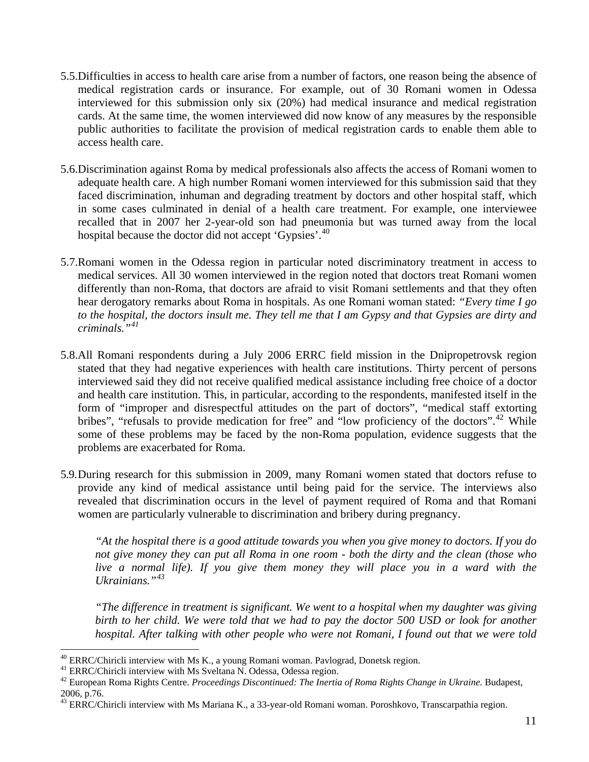5.5. Difficulties in access to health care arise from a number of factors, one reason being the absence of medical registration cards or insurance. For example, out of 30 Romani women in Odessa interviewed for this submission only six (20%) had medical insurance and medical registration cards. At the same time, the women interviewed did now know of any measures by the responsible public authorities to facilitate the provision of medical registration cards to enable them able to access health care.

5.6. Discrimination against Roma by medical professionals also affects the access of Romani women to adequate health care. A high number Romani women interviewed for this submission said that they faced discrimination, inhuman and degrading treatment by doctors and other hospital staff, which in some cases culminated in denial of a health care treatment. For example, one interviewee recalled that in 2007 her 2-year-old son had pneumonia but was turned away from the local hospital because the doctor did not accept 'Gypsies'.[40]

5.7. Romani women in the Odessa region in particular noted discriminatory treatment in access to medical services. All 30 women interviewed in the region noted that doctors treat Romani women differently than non-Roma, that doctors are afraid to visit Romani settlements and that they often hear derogatory remarks about Roma in hospitals. As one Romani woman stated: *"Every time I go to the hospital, the doctors insult me. They tell me that I am Gypsy and that Gypsies are dirty and criminals."*[41]

5.8. All Romani respondents during a July 2006 ERRC field mission in the Dnipropetrovsk region stated that they had negative experiences with health care institutions. Thirty percent of persons interviewed said they did not receive qualified medical assistance including free choice of a doctor and health care institution. This, in particular, according to the respondents, manifested itself in the form of "improper and disrespectful attitudes on the part of doctors", "medical staff extorting bribes", "refusals to provide medication for free" and "low proficiency of the doctors".[42] While some of these problems may be faced by the non-Roma population, evidence suggests that the problems are exacerbated for Roma.

5.9. During research for this submission in 2009, many Romani women stated that doctors refuse to provide any kind of medical assistance until being paid for the service. The interviews also revealed that discrimination occurs in the level of payment required of Roma and that Romani women are particularly vulnerable to discrimination and bribery during pregnancy.

> *"At the hospital there is a good attitude towards you when you give money to doctors. If you do not give money they can put all Roma in one room - both the dirty and the clean (those who live a normal life). If you give them money they will place you in a ward with the Ukrainians."*[43]

> *"The difference in treatment is significant. We went to a hospital when my daughter was giving birth to her child. We were told that we had to pay the doctor 500 USD or look for another hospital. After talking with other people who were not Romani, I found out that we were told*

---

[40] ERRC/Chiricli interview with Ms K., a young Romani woman. Pavlograd, Donetsk region.

[41] ERRC/Chiricli interview with Ms Sveltana N. Odessa, Odessa region.

[42] European Roma Rights Centre. *Proceedings Discontinued: The Inertia of Roma Rights Change in Ukraine.* Budapest, 2006, p.76.

[43] ERRC/Chiricli interview with Ms Mariana K., a 33-year-old Romani woman. Poroshkovo, Transcarpathia region.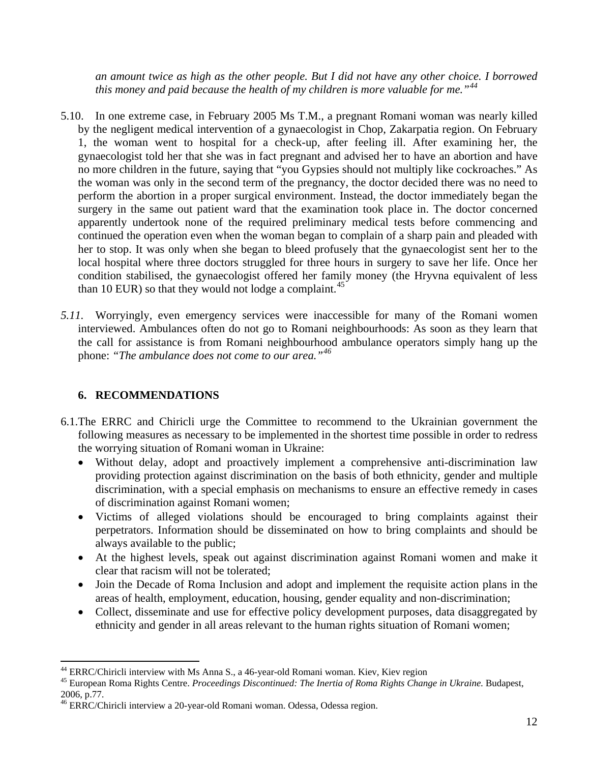*an amount twice as high as the other people. But I did not have any other choice. I borrowed this money and paid because the health of my children is more valuable for me."*[44]

5.10. In one extreme case, in February 2005 Ms T.M., a pregnant Romani woman was nearly killed by the negligent medical intervention of a gynaecologist in Chop, Zakarpatia region. On February 1, the woman went to hospital for a check-up, after feeling ill. After examining her, the gynaecologist told her that she was in fact pregnant and advised her to have an abortion and have no more children in the future, saying that "you Gypsies should not multiply like cockroaches." As the woman was only in the second term of the pregnancy, the doctor decided there was no need to perform the abortion in a proper surgical environment. Instead, the doctor immediately began the surgery in the same out patient ward that the examination took place in. The doctor concerned apparently undertook none of the required preliminary medical tests before commencing and continued the operation even when the woman began to complain of a sharp pain and pleaded with her to stop. It was only when she began to bleed profusely that the gynaecologist sent her to the local hospital where three doctors struggled for three hours in surgery to save her life. Once her condition stabilised, the gynaecologist offered her family money (the Hryvna equivalent of less than 10 EUR) so that they would not lodge a complaint.[45]

*5.11.* Worryingly, even emergency services were inaccessible for many of the Romani women interviewed. Ambulances often do not go to Romani neighbourhoods: As soon as they learn that the call for assistance is from Romani neighbourhood ambulance operators simply hang up the phone: *"The ambulance does not come to our area."*[46]

## 6. RECOMMENDATIONS

6.1. The ERRC and Chiricli urge the Committee to recommend to the Ukrainian government the following measures as necessary to be implemented in the shortest time possible in order to redress the worrying situation of Romani woman in Ukraine:

- Without delay, adopt and proactively implement a comprehensive anti-discrimination law providing protection against discrimination on the basis of both ethnicity, gender and multiple discrimination, with a special emphasis on mechanisms to ensure an effective remedy in cases of discrimination against Romani women;
- Victims of alleged violations should be encouraged to bring complaints against their perpetrators. Information should be disseminated on how to bring complaints and should be always available to the public;
- At the highest levels, speak out against discrimination against Romani women and make it clear that racism will not be tolerated;
- Join the Decade of Roma Inclusion and adopt and implement the requisite action plans in the areas of health, employment, education, housing, gender equality and non-discrimination;
- Collect, disseminate and use for effective policy development purposes, data disaggregated by ethnicity and gender in all areas relevant to the human rights situation of Romani women;

---

[44] ERRC/Chiricli interview with Ms Anna S., a 46-year-old Romani woman. Kiev, Kiev region

[45] European Roma Rights Centre. *Proceedings Discontinued: The Inertia of Roma Rights Change in Ukraine.* Budapest, 2006, p.77.

[46] ERRC/Chiricli interview a 20-year-old Romani woman. Odessa, Odessa region.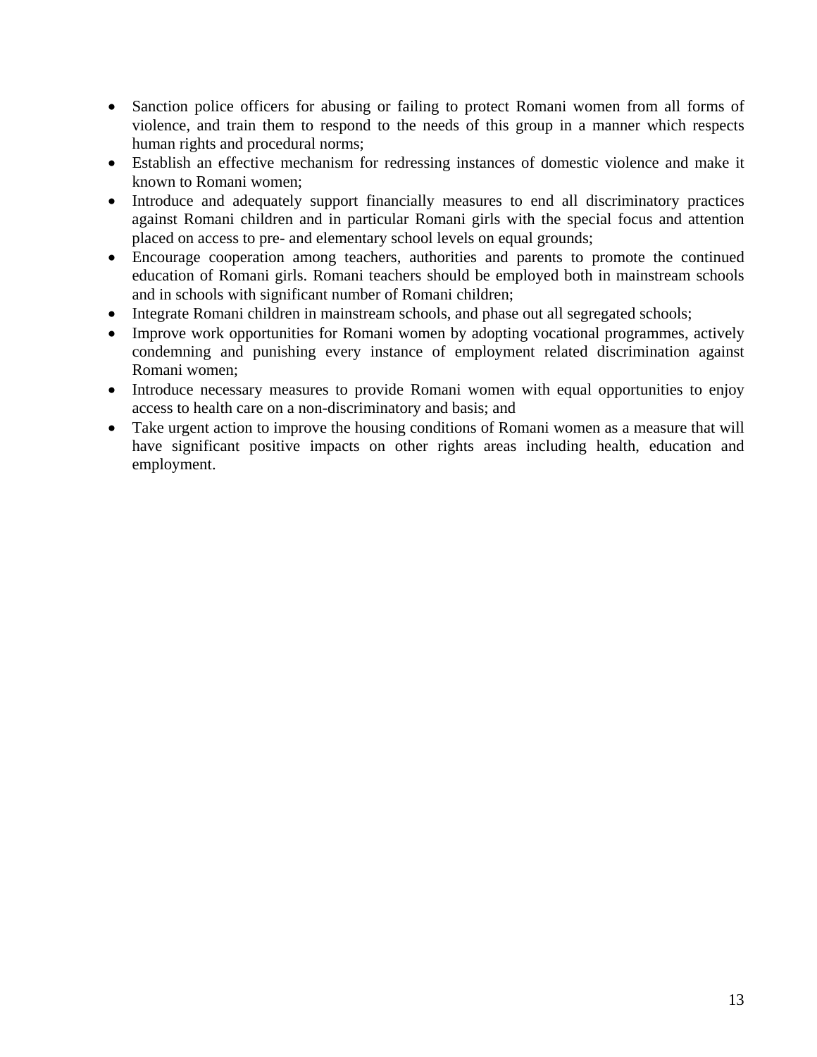- Sanction police officers for abusing or failing to protect Romani women from all forms of violence, and train them to respond to the needs of this group in a manner which respects human rights and procedural norms;
- Establish an effective mechanism for redressing instances of domestic violence and make it known to Romani women;
- Introduce and adequately support financially measures to end all discriminatory practices against Romani children and in particular Romani girls with the special focus and attention placed on access to pre- and elementary school levels on equal grounds;
- Encourage cooperation among teachers, authorities and parents to promote the continued education of Romani girls. Romani teachers should be employed both in mainstream schools and in schools with significant number of Romani children;
- Integrate Romani children in mainstream schools, and phase out all segregated schools;
- Improve work opportunities for Romani women by adopting vocational programmes, actively condemning and punishing every instance of employment related discrimination against Romani women;
- Introduce necessary measures to provide Romani women with equal opportunities to enjoy access to health care on a non-discriminatory and basis; and
- Take urgent action to improve the housing conditions of Romani women as a measure that will have significant positive impacts on other rights areas including health, education and employment.